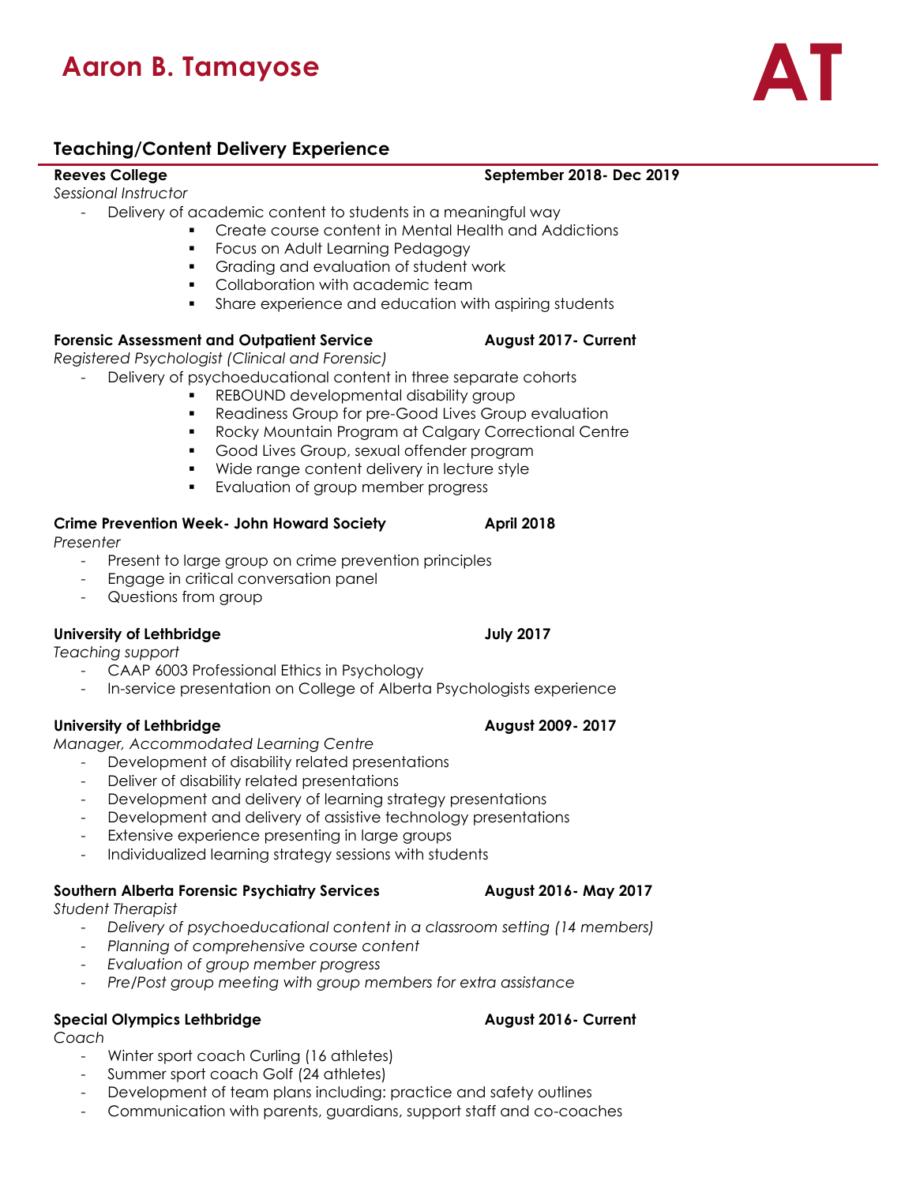# Aaron B. Tamayose

AT

## Teaching/Content Delivery Experience

**Reeves College** **September 2018- Dec 2019**
*Sessional Instructor*

- Delivery of academic content to students in a meaningful way
  - Create course content in Mental Health and Addictions
  - Focus on Adult Learning Pedagogy
  - Grading and evaluation of student work
  - Collaboration with academic team
  - Share experience and education with aspiring students

**Forensic Assessment and Outpatient Service** **August 2017- Current**
*Registered Psychologist (Clinical and Forensic)*

- Delivery of psychoeducational content in three separate cohorts
  - REBOUND developmental disability group
  - Readiness Group for pre-Good Lives Group evaluation
  - Rocky Mountain Program at Calgary Correctional Centre
  - Good Lives Group, sexual offender program
  - Wide range content delivery in lecture style
  - Evaluation of group member progress

**Crime Prevention Week- John Howard Society** **April 2018**
*Presenter*

- Present to large group on crime prevention principles
- Engage in critical conversation panel
- Questions from group

**University of Lethbridge** **July 2017**
*Teaching support*

- CAAP 6003 Professional Ethics in Psychology
- In-service presentation on College of Alberta Psychologists experience

**University of Lethbridge** **August 2009- 2017**
*Manager, Accommodated Learning Centre*

- Development of disability related presentations
- Deliver of disability related presentations
- Development and delivery of learning strategy presentations
- Development and delivery of assistive technology presentations
- Extensive experience presenting in large groups
- Individualized learning strategy sessions with students

**Southern Alberta Forensic Psychiatry Services** **August 2016- May 2017**
*Student Therapist*

- *Delivery of psychoeducational content in a classroom setting (14 members)*
- *Planning of comprehensive course content*
- *Evaluation of group member progress*
- *Pre/Post group meeting with group members for extra assistance*

**Special Olympics Lethbridge** **August 2016- Current**
*Coach*

- Winter sport coach Curling (16 athletes)
- Summer sport coach Golf (24 athletes)
- Development of team plans including: practice and safety outlines
- Communication with parents, guardians, support staff and co-coaches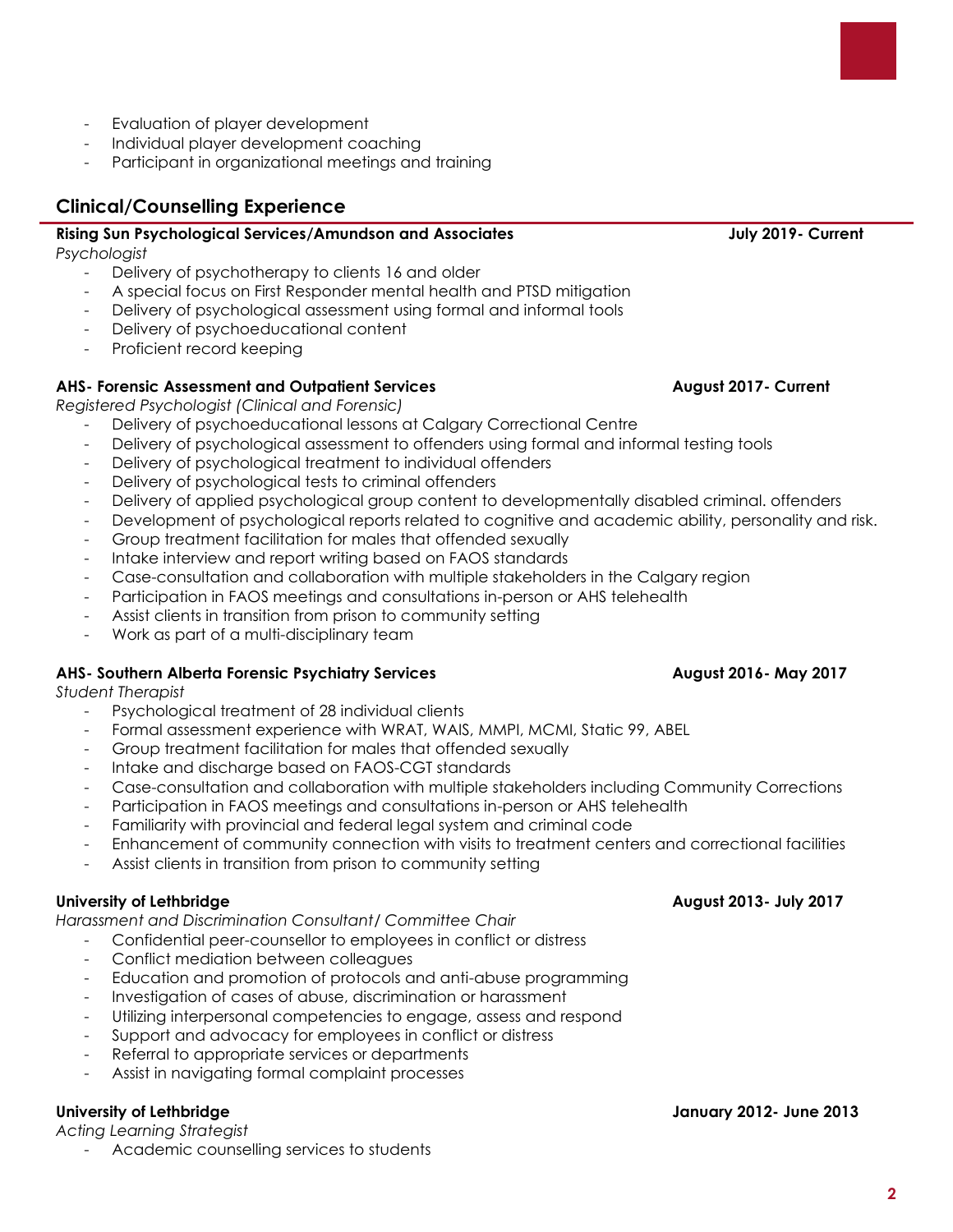- Evaluation of player development
- Individual player development coaching
- Participant in organizational meetings and training

## Clinical/Counselling Experience

**Rising Sun Psychological Services/Amundson and Associates** **July 2019- Current**
*Psychologist*

- Delivery of psychotherapy to clients 16 and older
- A special focus on First Responder mental health and PTSD mitigation
- Delivery of psychological assessment using formal and informal tools
- Delivery of psychoeducational content
- Proficient record keeping

**AHS- Forensic Assessment and Outpatient Services** **August 2017- Current**
*Registered Psychologist (Clinical and Forensic)*

- Delivery of psychoeducational lessons at Calgary Correctional Centre
- Delivery of psychological assessment to offenders using formal and informal testing tools
- Delivery of psychological treatment to individual offenders
- Delivery of psychological tests to criminal offenders
- Delivery of applied psychological group content to developmentally disabled criminal. offenders
- Development of psychological reports related to cognitive and academic ability, personality and risk.
- Group treatment facilitation for males that offended sexually
- Intake interview and report writing based on FAOS standards
- Case-consultation and collaboration with multiple stakeholders in the Calgary region
- Participation in FAOS meetings and consultations in-person or AHS telehealth
- Assist clients in transition from prison to community setting
- Work as part of a multi-disciplinary team

**AHS- Southern Alberta Forensic Psychiatry Services** **August 2016- May 2017**
*Student Therapist*

- Psychological treatment of 28 individual clients
- Formal assessment experience with WRAT, WAIS, MMPI, MCMI, Static 99, ABEL
- Group treatment facilitation for males that offended sexually
- Intake and discharge based on FAOS-CGT standards
- Case-consultation and collaboration with multiple stakeholders including Community Corrections
- Participation in FAOS meetings and consultations in-person or AHS telehealth
- Familiarity with provincial and federal legal system and criminal code
- Enhancement of community connection with visits to treatment centers and correctional facilities
- Assist clients in transition from prison to community setting

**University of Lethbridge** **August 2013- July 2017**
*Harassment and Discrimination Consultant/ Committee Chair*

- Confidential peer-counsellor to employees in conflict or distress
- Conflict mediation between colleagues
- Education and promotion of protocols and anti-abuse programming
- Investigation of cases of abuse, discrimination or harassment
- Utilizing interpersonal competencies to engage, assess and respond
- Support and advocacy for employees in conflict or distress
- Referral to appropriate services or departments
- Assist in navigating formal complaint processes

**University of Lethbridge** **January 2012- June 2013**
*Acting Learning Strategist*

- Academic counselling services to students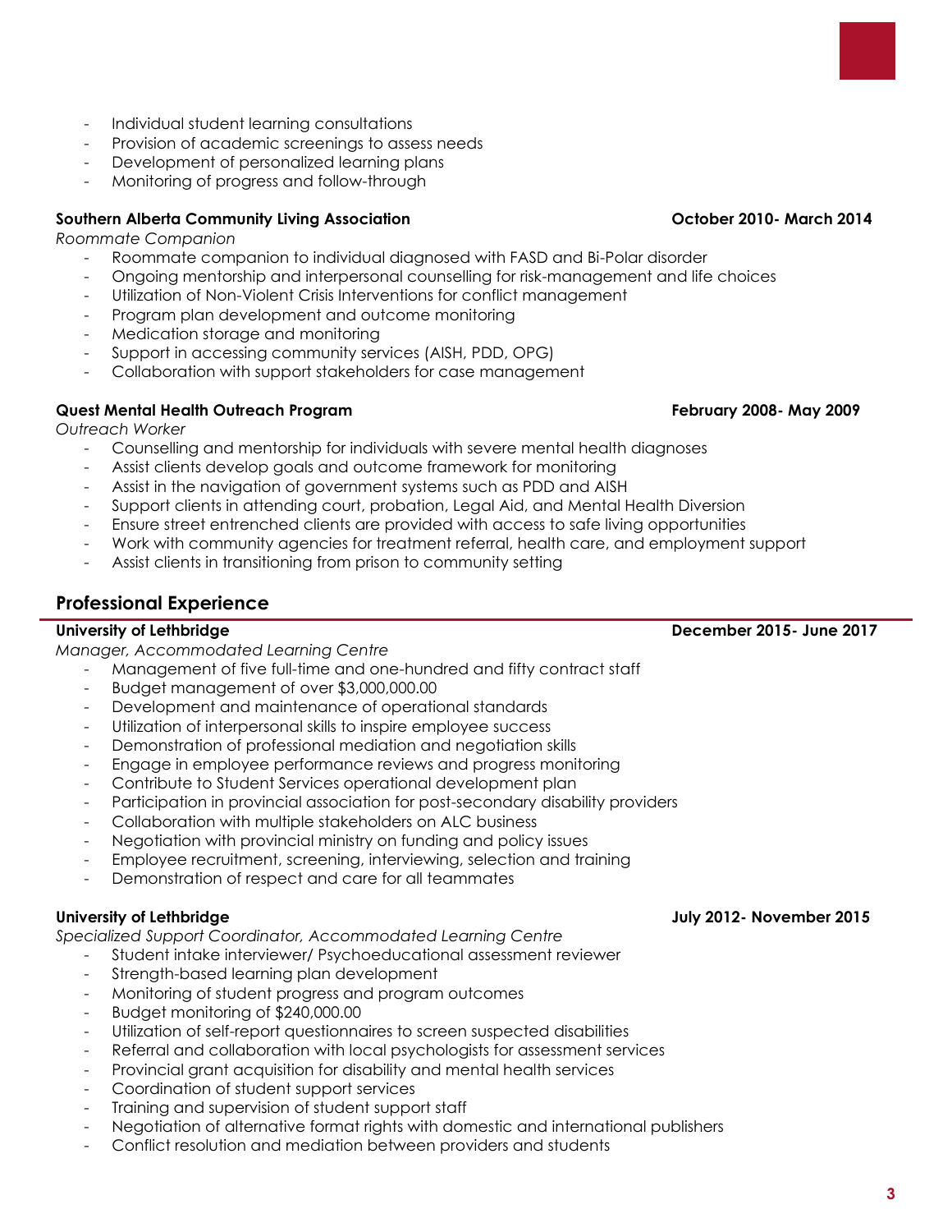- Individual student learning consultations
- Provision of academic screenings to assess needs
- Development of personalized learning plans
- Monitoring of progress and follow-through

**Southern Alberta Community Living Association** **October 2010- March 2014**

*Roommate Companion*

- Roommate companion to individual diagnosed with FASD and Bi-Polar disorder
- Ongoing mentorship and interpersonal counselling for risk-management and life choices
- Utilization of Non-Violent Crisis Interventions for conflict management
- Program plan development and outcome monitoring
- Medication storage and monitoring
- Support in accessing community services (AISH, PDD, OPG)
- Collaboration with support stakeholders for case management

**Quest Mental Health Outreach Program** **February 2008- May 2009**

*Outreach Worker*

- Counselling and mentorship for individuals with severe mental health diagnoses
- Assist clients develop goals and outcome framework for monitoring
- Assist in the navigation of government systems such as PDD and AISH
- Support clients in attending court, probation, Legal Aid, and Mental Health Diversion
- Ensure street entrenched clients are provided with access to safe living opportunities
- Work with community agencies for treatment referral, health care, and employment support
- Assist clients in transitioning from prison to community setting

## Professional Experience

**University of Lethbridge** **December 2015- June 2017**

*Manager, Accommodated Learning Centre*

- Management of five full-time and one-hundred and fifty contract staff
- Budget management of over $3,000,000.00
- Development and maintenance of operational standards
- Utilization of interpersonal skills to inspire employee success
- Demonstration of professional mediation and negotiation skills
- Engage in employee performance reviews and progress monitoring
- Contribute to Student Services operational development plan
- Participation in provincial association for post-secondary disability providers
- Collaboration with multiple stakeholders on ALC business
- Negotiation with provincial ministry on funding and policy issues
- Employee recruitment, screening, interviewing, selection and training
- Demonstration of respect and care for all teammates

**University of Lethbridge** **July 2012- November 2015**

*Specialized Support Coordinator, Accommodated Learning Centre*

- Student intake interviewer/ Psychoeducational assessment reviewer
- Strength-based learning plan development
- Monitoring of student progress and program outcomes
- Budget monitoring of $240,000.00
- Utilization of self-report questionnaires to screen suspected disabilities
- Referral and collaboration with local psychologists for assessment services
- Provincial grant acquisition for disability and mental health services
- Coordination of student support services
- Training and supervision of student support staff
- Negotiation of alternative format rights with domestic and international publishers
- Conflict resolution and mediation between providers and students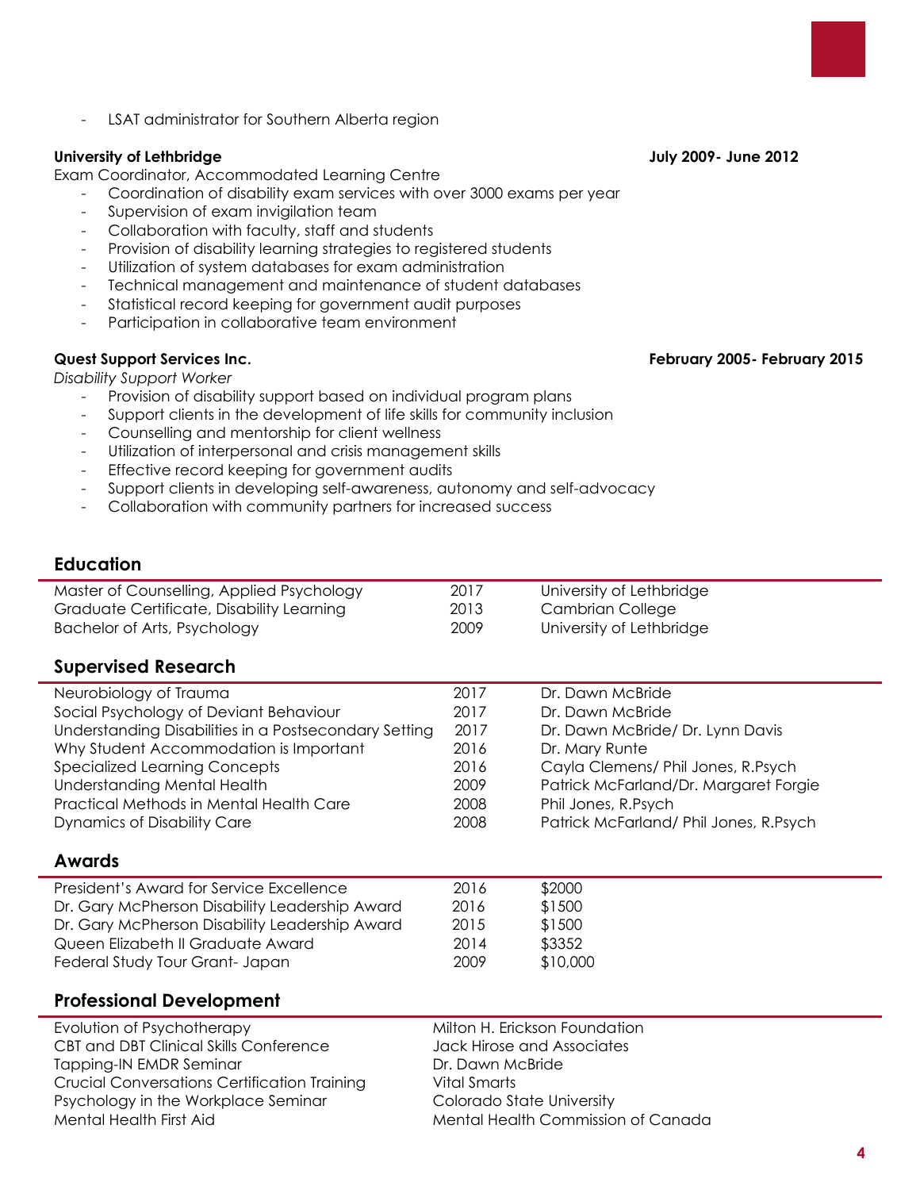- LSAT administrator for Southern Alberta region

**University of Lethbridge** **July 2009- June 2012**

Exam Coordinator, Accommodated Learning Centre

- Coordination of disability exam services with over 3000 exams per year
- Supervision of exam invigilation team
- Collaboration with faculty, staff and students
- Provision of disability learning strategies to registered students
- Utilization of system databases for exam administration
- Technical management and maintenance of student databases
- Statistical record keeping for government audit purposes
- Participation in collaborative team environment

**Quest Support Services Inc.** **February 2005- February 2015**

*Disability Support Worker*

- Provision of disability support based on individual program plans
- Support clients in the development of life skills for community inclusion
- Counselling and mentorship for client wellness
- Utilization of interpersonal and crisis management skills
- Effective record keeping for government audits
- Support clients in developing self-awareness, autonomy and self-advocacy
- Collaboration with community partners for increased success

## Education

| | | |
|---|---|---|
| Master of Counselling, Applied Psychology | 2017 | University of Lethbridge |
| Graduate Certificate, Disability Learning | 2013 | Cambrian College |
| Bachelor of Arts, Psychology | 2009 | University of Lethbridge |

## Supervised Research

| | | |
|---|---|---|
| Neurobiology of Trauma | 2017 | Dr. Dawn McBride |
| Social Psychology of Deviant Behaviour | 2017 | Dr. Dawn McBride |
| Understanding Disabilities in a Postsecondary Setting | 2017 | Dr. Dawn McBride/ Dr. Lynn Davis |
| Why Student Accommodation is Important | 2016 | Dr. Mary Runte |
| Specialized Learning Concepts | 2016 | Cayla Clemens/ Phil Jones, R.Psych |
| Understanding Mental Health | 2009 | Patrick McFarland/Dr. Margaret Forgie |
| Practical Methods in Mental Health Care | 2008 | Phil Jones, R.Psych |
| Dynamics of Disability Care | 2008 | Patrick McFarland/ Phil Jones, R.Psych |

## Awards

| | | |
|---|---|---|
| President's Award for Service Excellence | 2016 | $2000 |
| Dr. Gary McPherson Disability Leadership Award | 2016 | $1500 |
| Dr. Gary McPherson Disability Leadership Award | 2015 | $1500 |
| Queen Elizabeth II Graduate Award | 2014 | $3352 |
| Federal Study Tour Grant- Japan | 2009 | $10,000 |

## Professional Development

| | |
|---|---|
| Evolution of Psychotherapy | Milton H. Erickson Foundation |
| CBT and DBT Clinical Skills Conference | Jack Hirose and Associates |
| Tapping-IN EMDR Seminar | Dr. Dawn McBride |
| Crucial Conversations Certification Training | Vital Smarts |
| Psychology in the Workplace Seminar | Colorado State University |
| Mental Health First Aid | Mental Health Commission of Canada |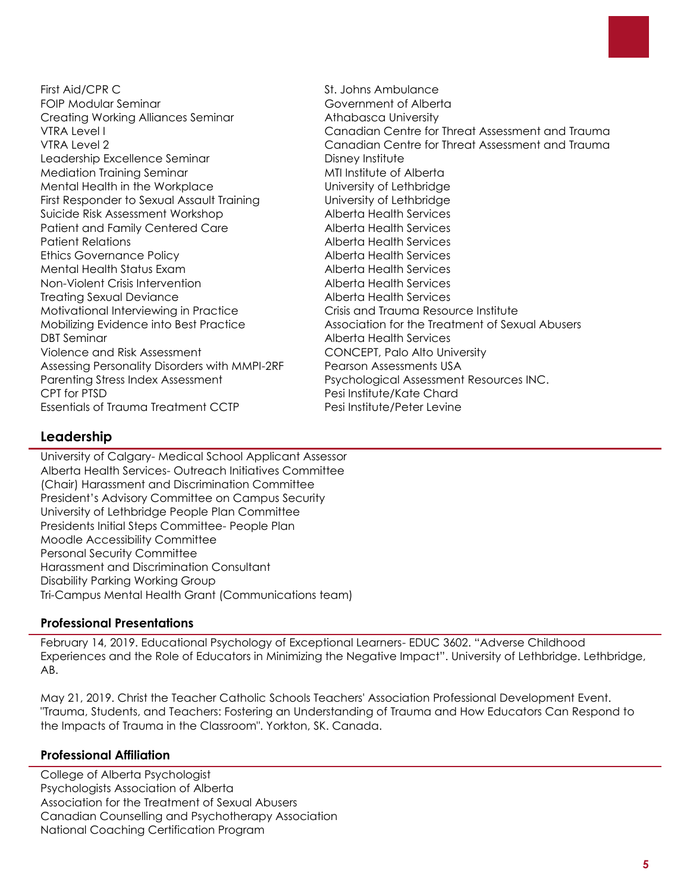| | |
|---|---|
| First Aid/CPR C | St. Johns Ambulance |
| FOIP Modular Seminar | Government of Alberta |
| Creating Working Alliances Seminar | Athabasca University |
| VTRA Level I | Canadian Centre for Threat Assessment and Trauma |
| VTRA Level 2 | Canadian Centre for Threat Assessment and Trauma |
| Leadership Excellence Seminar | Disney Institute |
| Mediation Training Seminar | MTI Institute of Alberta |
| Mental Health in the Workplace | University of Lethbridge |
| First Responder to Sexual Assault Training | University of Lethbridge |
| Suicide Risk Assessment Workshop | Alberta Health Services |
| Patient and Family Centered Care | Alberta Health Services |
| Patient Relations | Alberta Health Services |
| Ethics Governance Policy | Alberta Health Services |
| Mental Health Status Exam | Alberta Health Services |
| Non-Violent Crisis Intervention | Alberta Health Services |
| Treating Sexual Deviance | Alberta Health Services |
| Motivational Interviewing in Practice | Crisis and Trauma Resource Institute |
| Mobilizing Evidence into Best Practice | Association for the Treatment of Sexual Abusers |
| DBT Seminar | Alberta Health Services |
| Violence and Risk Assessment | CONCEPT, Palo Alto University |
| Assessing Personality Disorders with MMPI-2RF | Pearson Assessments USA |
| Parenting Stress Index Assessment | Psychological Assessment Resources INC. |
| CPT for PTSD | Pesi Institute/Kate Chard |
| Essentials of Trauma Treatment CCTP | Pesi Institute/Peter Levine |

## Leadership

University of Calgary- Medical School Applicant Assessor
Alberta Health Services- Outreach Initiatives Committee
(Chair) Harassment and Discrimination Committee
President's Advisory Committee on Campus Security
University of Lethbridge People Plan Committee
Presidents Initial Steps Committee- People Plan
Moodle Accessibility Committee
Personal Security Committee
Harassment and Discrimination Consultant
Disability Parking Working Group
Tri-Campus Mental Health Grant (Communications team)

### Professional Presentations

February 14, 2019. Educational Psychology of Exceptional Learners- EDUC 3602. "Adverse Childhood Experiences and the Role of Educators in Minimizing the Negative Impact". University of Lethbridge. Lethbridge, AB.

May 21, 2019. Christ the Teacher Catholic Schools Teachers' Association Professional Development Event. "Trauma, Students, and Teachers: Fostering an Understanding of Trauma and How Educators Can Respond to the Impacts of Trauma in the Classroom". Yorkton, SK. Canada.

### Professional Affiliation

College of Alberta Psychologist
Psychologists Association of Alberta
Association for the Treatment of Sexual Abusers
Canadian Counselling and Psychotherapy Association
National Coaching Certification Program